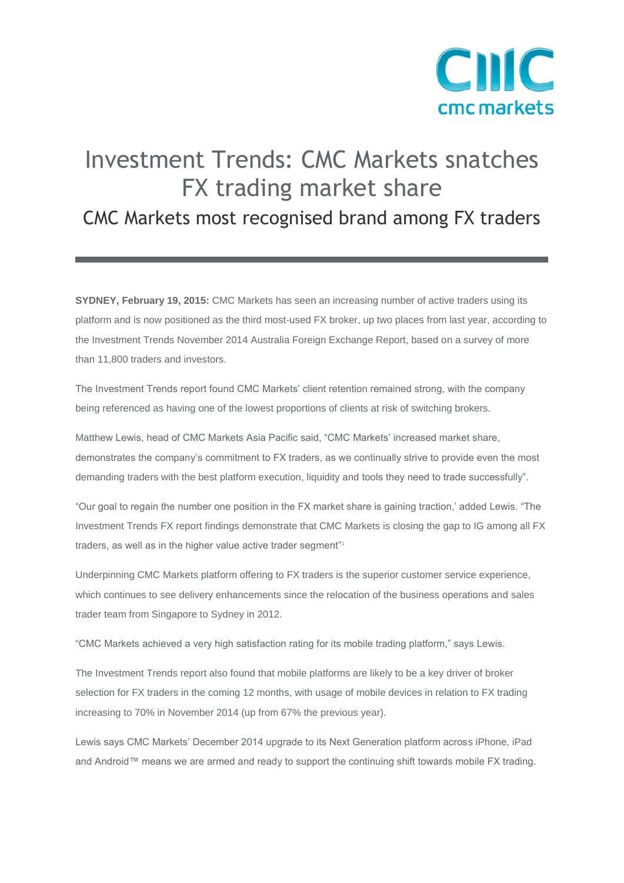# Investment Trends: CMC Markets snatches FX trading market share

## CMC Markets most recognised brand among FX traders

**SYDNEY, February 19, 2015:** CMC Markets has seen an increasing number of active traders using its platform and is now positioned as the third most-used FX broker, up two places from last year, according to the Investment Trends November 2014 Australia Foreign Exchange Report, based on a survey of more than 11,800 traders and investors.

The Investment Trends report found CMC Markets' client retention remained strong, with the company being referenced as having one of the lowest proportions of clients at risk of switching brokers.

Matthew Lewis, head of CMC Markets Asia Pacific said, "CMC Markets' increased market share, demonstrates the company's commitment to FX traders, as we continually strive to provide even the most demanding traders with the best platform execution, liquidity and tools they need to trade successfully".

"Our goal to regain the number one position in the FX market share is gaining traction,' added Lewis. "The Investment Trends FX report findings demonstrate that CMC Markets is closing the gap to IG among all FX traders, as well as in the higher value active trader segment"[1]

Underpinning CMC Markets platform offering to FX traders is the superior customer service experience, which continues to see delivery enhancements since the relocation of the business operations and sales trader team from Singapore to Sydney in 2012.

"CMC Markets achieved a very high satisfaction rating for its mobile trading platform," says Lewis.

The Investment Trends report also found that mobile platforms are likely to be a key driver of broker selection for FX traders in the coming 12 months, with usage of mobile devices in relation to FX trading increasing to 70% in November 2014 (up from 67% the previous year).

Lewis says CMC Markets' December 2014 upgrade to its Next Generation platform across iPhone, iPad and Android™ means we are armed and ready to support the continuing shift towards mobile FX trading.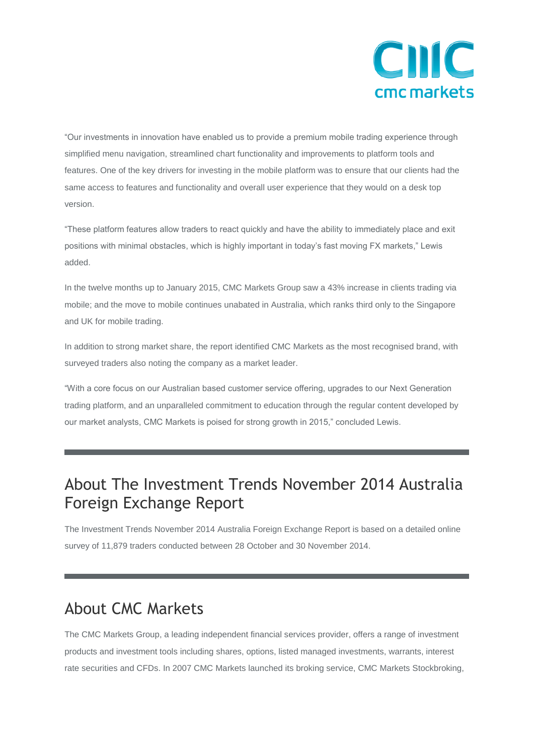"Our investments in innovation have enabled us to provide a premium mobile trading experience through simplified menu navigation, streamlined chart functionality and improvements to platform tools and features. One of the key drivers for investing in the mobile platform was to ensure that our clients had the same access to features and functionality and overall user experience that they would on a desk top version.

"These platform features allow traders to react quickly and have the ability to immediately place and exit positions with minimal obstacles, which is highly important in today's fast moving FX markets," Lewis added.

In the twelve months up to January 2015, CMC Markets Group saw a 43% increase in clients trading via mobile; and the move to mobile continues unabated in Australia, which ranks third only to the Singapore and UK for mobile trading.

In addition to strong market share, the report identified CMC Markets as the most recognised brand, with surveyed traders also noting the company as a market leader.

"With a core focus on our Australian based customer service offering, upgrades to our Next Generation trading platform, and an unparalleled commitment to education through the regular content developed by our market analysts, CMC Markets is poised for strong growth in 2015," concluded Lewis.

---

## About The Investment Trends November 2014 Australia Foreign Exchange Report

The Investment Trends November 2014 Australia Foreign Exchange Report is based on a detailed online survey of 11,879 traders conducted between 28 October and 30 November 2014.

---

## About CMC Markets

The CMC Markets Group, a leading independent financial services provider, offers a range of investment products and investment tools including shares, options, listed managed investments, warrants, interest rate securities and CFDs. In 2007 CMC Markets launched its broking service, CMC Markets Stockbroking,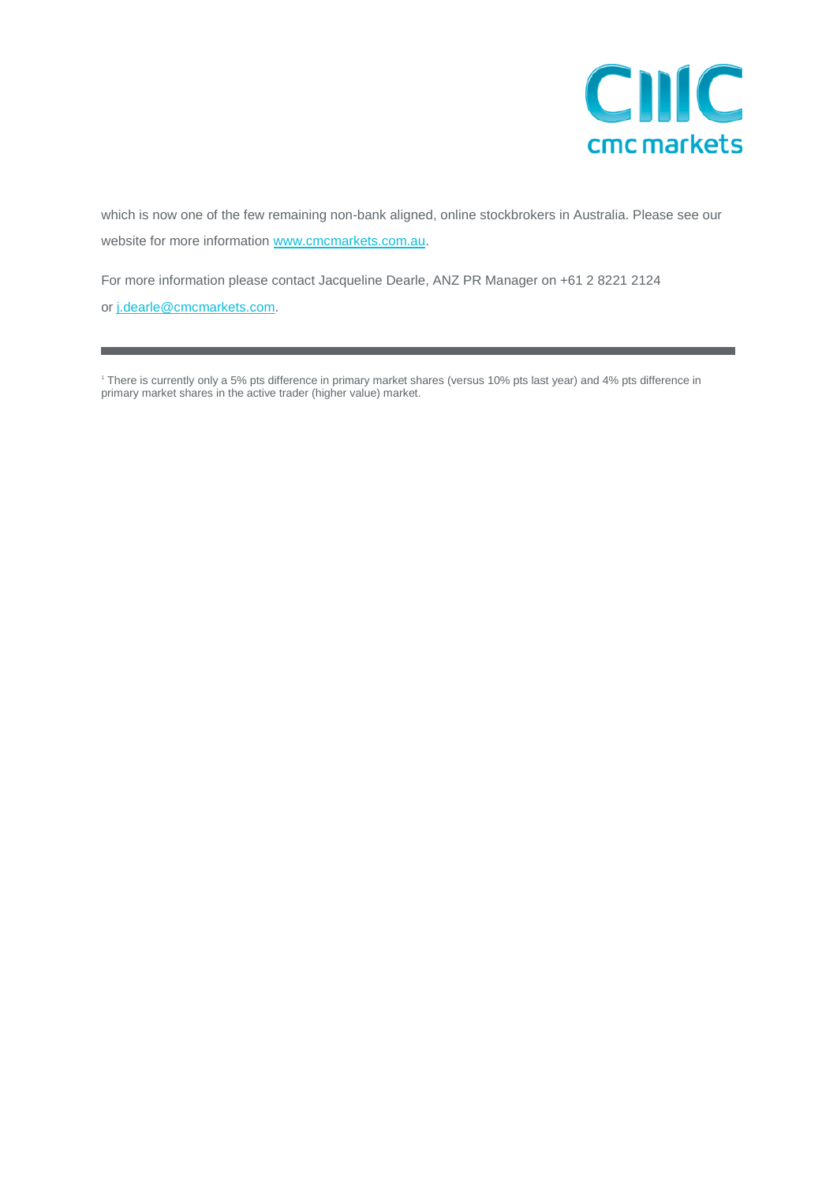which is now one of the few remaining non-bank aligned, online stockbrokers in Australia. Please see our website for more information www.cmcmarkets.com.au.

For more information please contact Jacqueline Dearle, ANZ PR Manager on +61 2 8221 2124 or j.dearle@cmcmarkets.com.

---

[1] There is currently only a 5% pts difference in primary market shares (versus 10% pts last year) and 4% pts difference in primary market shares in the active trader (higher value) market.